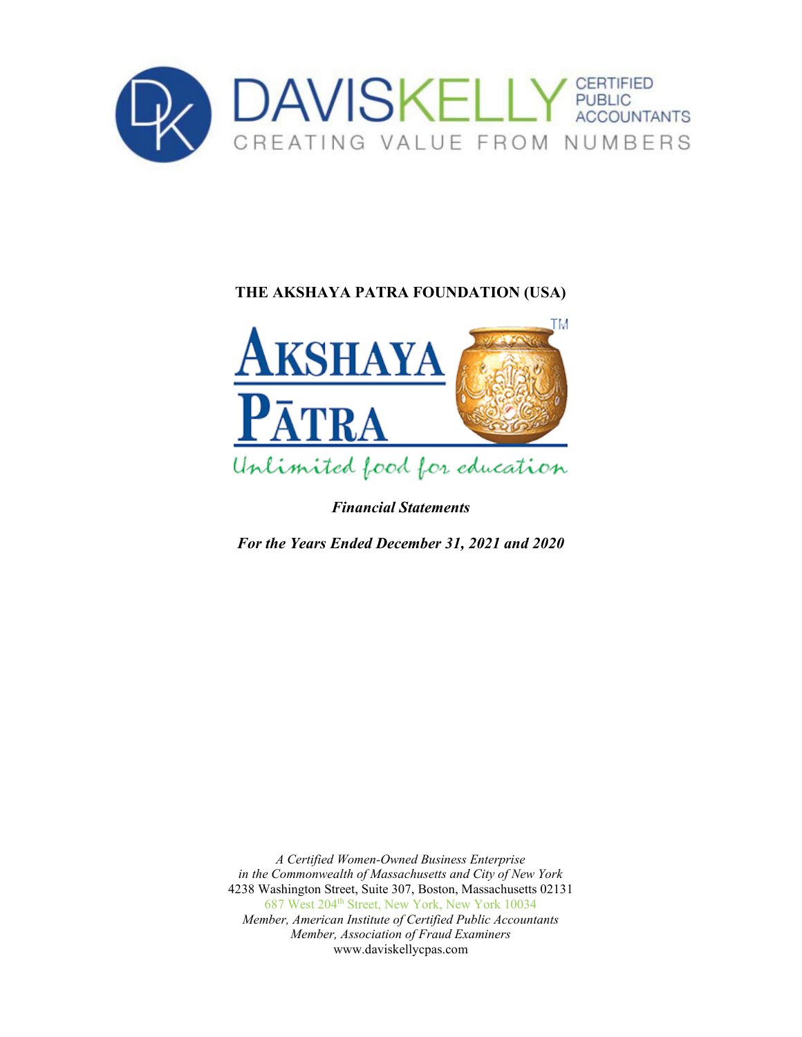DAVISKELLY CERTIFIED PUBLIC ACCOUNTANTS

CREATING VALUE FROM NUMBERS

# THE AKSHAYA PATRA FOUNDATION (USA)

AKSHAYA PĀTRA™

Unlimited food for education

***Financial Statements***

***For the Years Ended December 31, 2021 and 2020***

*A Certified Women-Owned Business Enterprise*
*in the Commonwealth of Massachusetts and City of New York*
4238 Washington Street, Suite 307, Boston, Massachusetts 02131
687 West 204th Street, New York, New York 10034
*Member, American Institute of Certified Public Accountants*
*Member, Association of Fraud Examiners*
www.daviskellycpas.com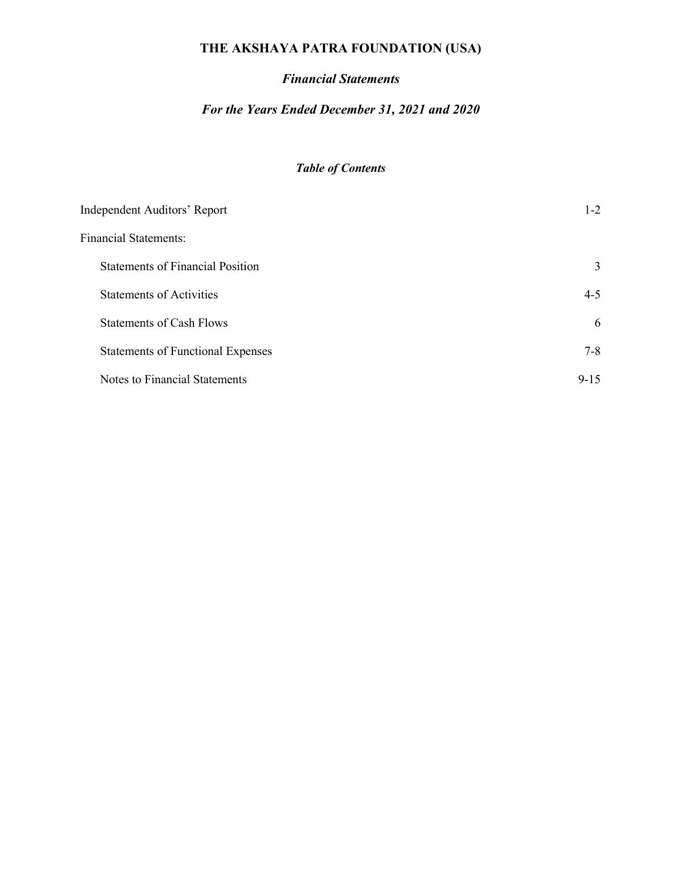# THE AKSHAYA PATRA FOUNDATION (USA)

## *Financial Statements*

### *For the Years Ended December 31, 2021 and 2020*

#### *Table of Contents*

| | |
|---|---|
| Independent Auditors' Report | 1-2 |
| Financial Statements: | |
| Statements of Financial Position | 3 |
| Statements of Activities | 4-5 |
| Statements of Cash Flows | 6 |
| Statements of Functional Expenses | 7-8 |
| Notes to Financial Statements | 9-15 |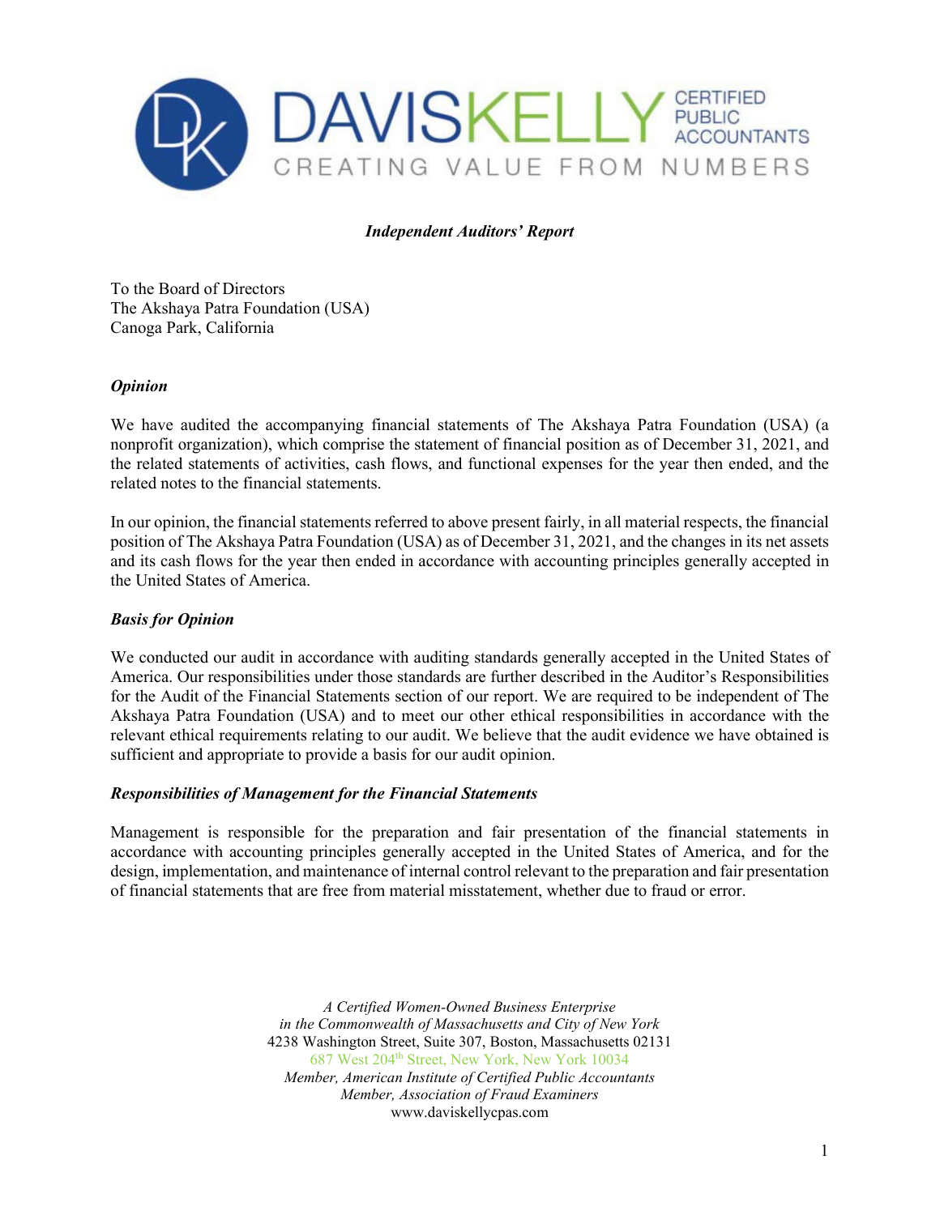*Independent Auditors' Report*

To the Board of Directors
The Akshaya Patra Foundation (USA)
Canoga Park, California

***Opinion***

We have audited the accompanying financial statements of The Akshaya Patra Foundation (USA) (a nonprofit organization), which comprise the statement of financial position as of December 31, 2021, and the related statements of activities, cash flows, and functional expenses for the year then ended, and the related notes to the financial statements.

In our opinion, the financial statements referred to above present fairly, in all material respects, the financial position of The Akshaya Patra Foundation (USA) as of December 31, 2021, and the changes in its net assets and its cash flows for the year then ended in accordance with accounting principles generally accepted in the United States of America.

***Basis for Opinion***

We conducted our audit in accordance with auditing standards generally accepted in the United States of America. Our responsibilities under those standards are further described in the Auditor's Responsibilities for the Audit of the Financial Statements section of our report. We are required to be independent of The Akshaya Patra Foundation (USA) and to meet our other ethical responsibilities in accordance with the relevant ethical requirements relating to our audit. We believe that the audit evidence we have obtained is sufficient and appropriate to provide a basis for our audit opinion.

***Responsibilities of Management for the Financial Statements***

Management is responsible for the preparation and fair presentation of the financial statements in accordance with accounting principles generally accepted in the United States of America, and for the design, implementation, and maintenance of internal control relevant to the preparation and fair presentation of financial statements that are free from material misstatement, whether due to fraud or error.

*A Certified Women-Owned Business Enterprise*
*in the Commonwealth of Massachusetts and City of New York*
4238 Washington Street, Suite 307, Boston, Massachusetts 02131
687 West 204th Street, New York, New York 10034
*Member, American Institute of Certified Public Accountants*
*Member, Association of Fraud Examiners*
www.daviskellycpas.com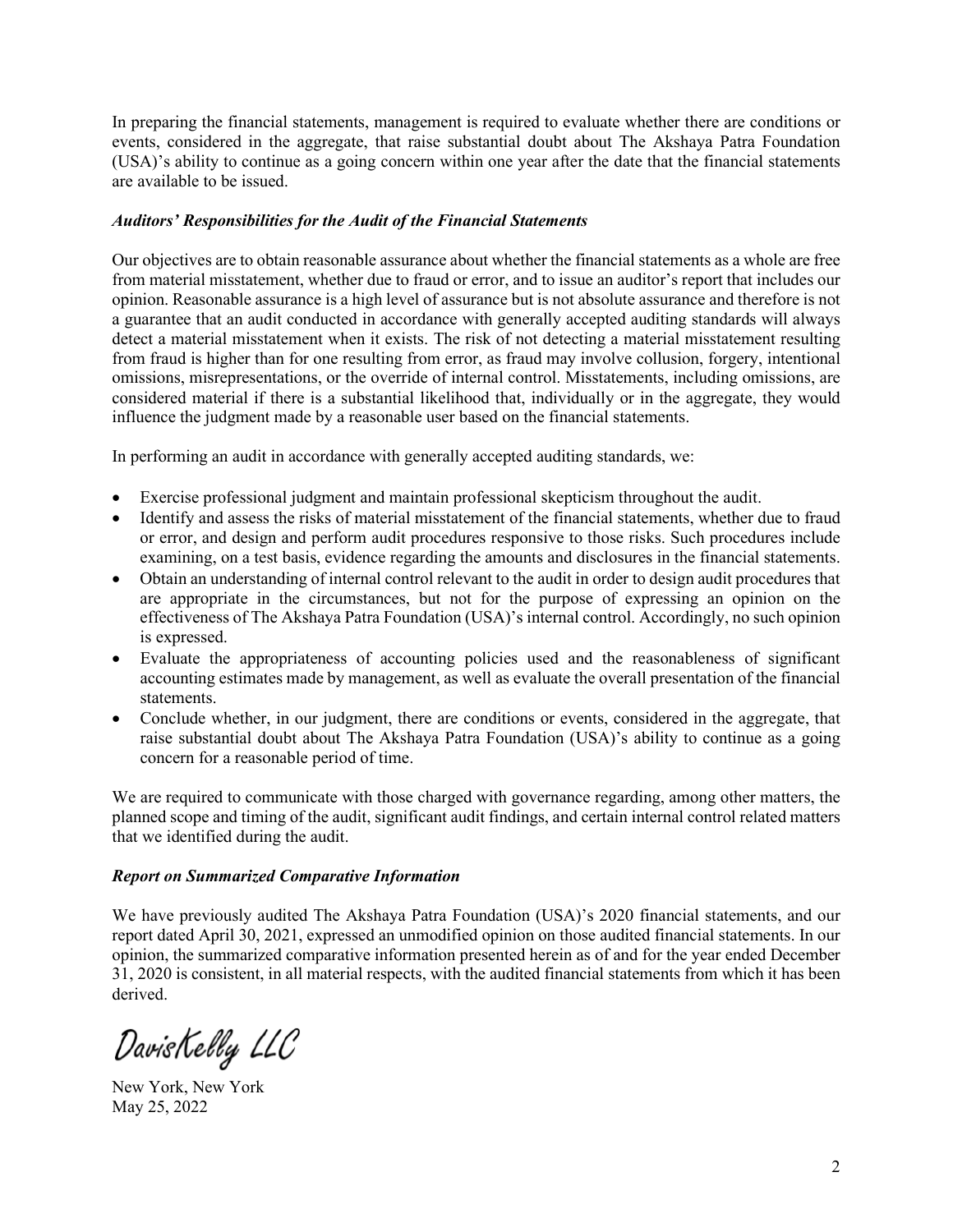In preparing the financial statements, management is required to evaluate whether there are conditions or events, considered in the aggregate, that raise substantial doubt about The Akshaya Patra Foundation (USA)'s ability to continue as a going concern within one year after the date that the financial statements are available to be issued.

### *Auditors' Responsibilities for the Audit of the Financial Statements*

Our objectives are to obtain reasonable assurance about whether the financial statements as a whole are free from material misstatement, whether due to fraud or error, and to issue an auditor's report that includes our opinion. Reasonable assurance is a high level of assurance but is not absolute assurance and therefore is not a guarantee that an audit conducted in accordance with generally accepted auditing standards will always detect a material misstatement when it exists. The risk of not detecting a material misstatement resulting from fraud is higher than for one resulting from error, as fraud may involve collusion, forgery, intentional omissions, misrepresentations, or the override of internal control. Misstatements, including omissions, are considered material if there is a substantial likelihood that, individually or in the aggregate, they would influence the judgment made by a reasonable user based on the financial statements.

In performing an audit in accordance with generally accepted auditing standards, we:

- Exercise professional judgment and maintain professional skepticism throughout the audit.
- Identify and assess the risks of material misstatement of the financial statements, whether due to fraud or error, and design and perform audit procedures responsive to those risks. Such procedures include examining, on a test basis, evidence regarding the amounts and disclosures in the financial statements.
- Obtain an understanding of internal control relevant to the audit in order to design audit procedures that are appropriate in the circumstances, but not for the purpose of expressing an opinion on the effectiveness of The Akshaya Patra Foundation (USA)'s internal control. Accordingly, no such opinion is expressed.
- Evaluate the appropriateness of accounting policies used and the reasonableness of significant accounting estimates made by management, as well as evaluate the overall presentation of the financial statements.
- Conclude whether, in our judgment, there are conditions or events, considered in the aggregate, that raise substantial doubt about The Akshaya Patra Foundation (USA)'s ability to continue as a going concern for a reasonable period of time.

We are required to communicate with those charged with governance regarding, among other matters, the planned scope and timing of the audit, significant audit findings, and certain internal control related matters that we identified during the audit.

### *Report on Summarized Comparative Information*

We have previously audited The Akshaya Patra Foundation (USA)'s 2020 financial statements, and our report dated April 30, 2021, expressed an unmodified opinion on those audited financial statements. In our opinion, the summarized comparative information presented herein as of and for the year ended December 31, 2020 is consistent, in all material respects, with the audited financial statements from which it has been derived.

DavisKelly LLC

New York, New York
May 25, 2022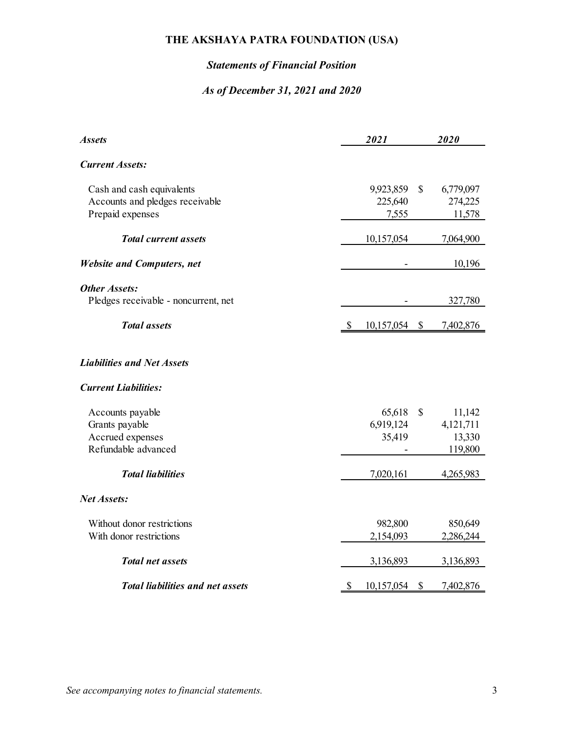# THE AKSHAYA PATRA FOUNDATION (USA)

## *Statements of Financial Position*

### *As of December 31, 2021 and 2020*

| ***Assets*** | ***2021*** | ***2020*** |
|---|---|---|
| ***Current Assets:*** | | |
| Cash and cash equivalents | 9,923,859 | $ 6,779,097 |
| Accounts and pledges receivable | 225,640 | 274,225 |
| Prepaid expenses | 7,555 | 11,578 |
| ***Total current assets*** | 10,157,054 | 7,064,900 |
| ***Website and Computers, net*** | - | 10,196 |
| ***Other Assets:*** | | |
| Pledges receivable - noncurrent, net | - | 327,780 |
| ***Total assets*** | $ 10,157,054 | $ 7,402,876 |
| ***Liabilities and Net Assets*** | | |
| ***Current Liabilities:*** | | |
| Accounts payable | 65,618 | $ 11,142 |
| Grants payable | 6,919,124 | 4,121,711 |
| Accrued expenses | 35,419 | 13,330 |
| Refundable advanced | - | 119,800 |
| ***Total liabilities*** | 7,020,161 | 4,265,983 |
| ***Net Assets:*** | | |
| Without donor restrictions | 982,800 | 850,649 |
| With donor restrictions | 2,154,093 | 2,286,244 |
| ***Total net assets*** | 3,136,893 | 3,136,893 |
| ***Total liabilities and net assets*** | $ 10,157,054 | $ 7,402,876 |

*See accompanying notes to financial statements.*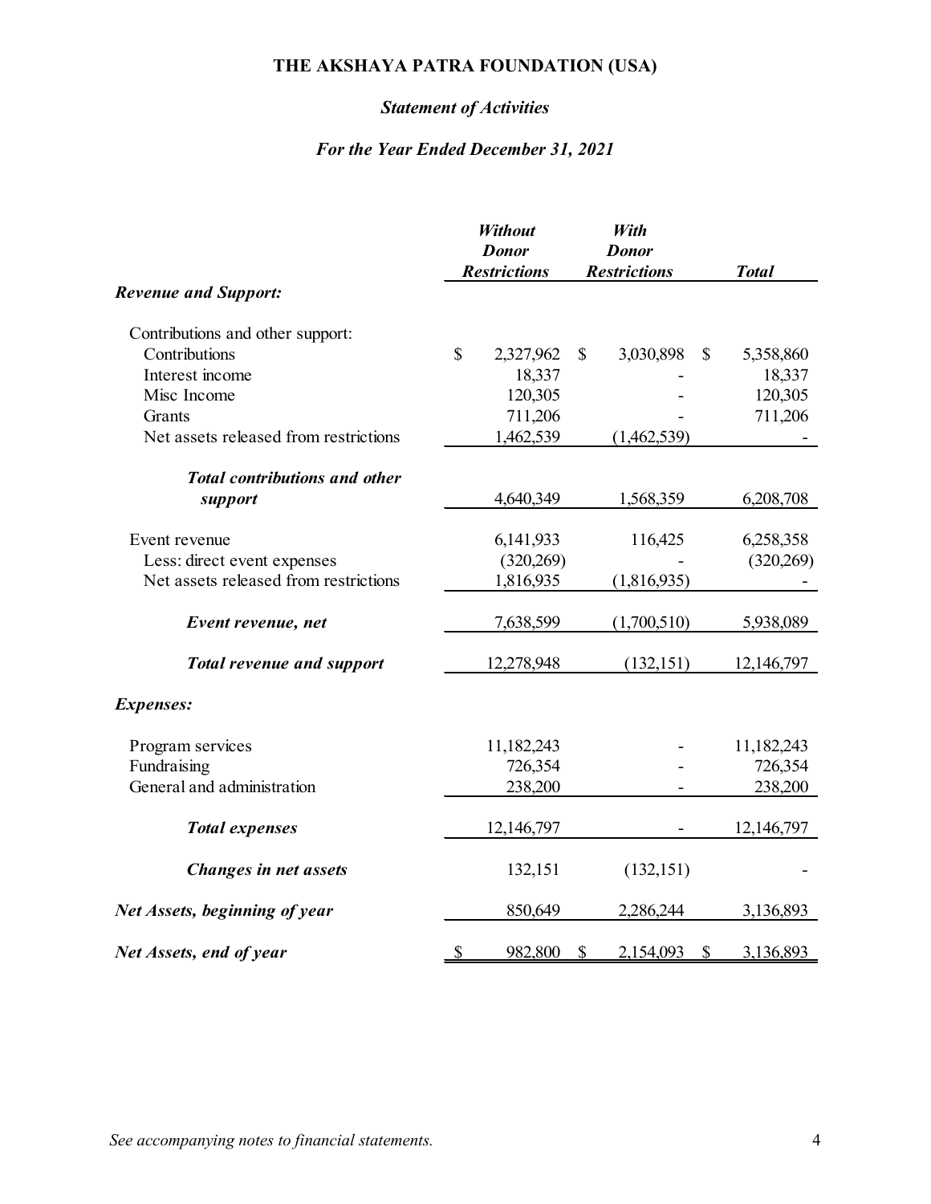# THE AKSHAYA PATRA FOUNDATION (USA)

## *Statement of Activities*

### *For the Year Ended December 31, 2021*

| | *Without Donor Restrictions* | *With Donor Restrictions* | *Total* |
|---|---|---|---|
| ***Revenue and Support:*** | | | |
| Contributions and other support: | | | |
| Contributions | $ 2,327,962 | $ 3,030,898 | $ 5,358,860 |
| Interest income | 18,337 | - | 18,337 |
| Misc Income | 120,305 | - | 120,305 |
| Grants | 711,206 | - | 711,206 |
| Net assets released from restrictions | 1,462,539 | (1,462,539) | - |
| ***Total contributions and other support*** | 4,640,349 | 1,568,359 | 6,208,708 |
| Event revenue | 6,141,933 | 116,425 | 6,258,358 |
| Less: direct event expenses | (320,269) | - | (320,269) |
| Net assets released from restrictions | 1,816,935 | (1,816,935) | - |
| ***Event revenue, net*** | 7,638,599 | (1,700,510) | 5,938,089 |
| ***Total revenue and support*** | 12,278,948 | (132,151) | 12,146,797 |
| ***Expenses:*** | | | |
| Program services | 11,182,243 | - | 11,182,243 |
| Fundraising | 726,354 | - | 726,354 |
| General and administration | 238,200 | - | 238,200 |
| ***Total expenses*** | 12,146,797 | - | 12,146,797 |
| ***Changes in net assets*** | 132,151 | (132,151) | - |
| ***Net Assets, beginning of year*** | 850,649 | 2,286,244 | 3,136,893 |
| ***Net Assets, end of year*** | $ 982,800 | $ 2,154,093 | $ 3,136,893 |

*See accompanying notes to financial statements.*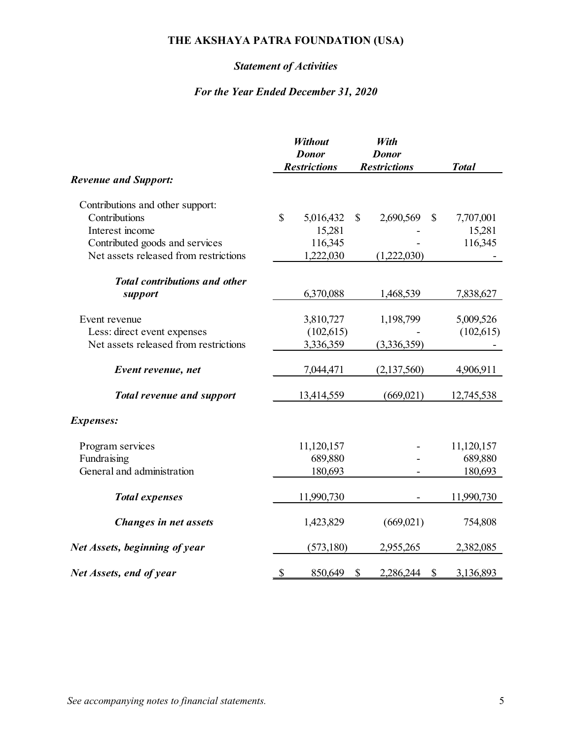# THE AKSHAYA PATRA FOUNDATION (USA)

## *Statement of Activities*

### *For the Year Ended December 31, 2020*

| | *Without Donor Restrictions* | *With Donor Restrictions* | *Total* |
|---|---|---|---|
| ***Revenue and Support:*** | | | |
| Contributions and other support: | | | |
| Contributions | $ 5,016,432 | $ 2,690,569 | $ 7,707,001 |
| Interest income | 15,281 | - | 15,281 |
| Contributed goods and services | 116,345 | - | 116,345 |
| Net assets released from restrictions | 1,222,030 | (1,222,030) | - |
| ***Total contributions and other support*** | 6,370,088 | 1,468,539 | 7,838,627 |
| Event revenue | 3,810,727 | 1,198,799 | 5,009,526 |
| Less: direct event expenses | (102,615) | - | (102,615) |
| Net assets released from restrictions | 3,336,359 | (3,336,359) | - |
| ***Event revenue, net*** | 7,044,471 | (2,137,560) | 4,906,911 |
| ***Total revenue and support*** | 13,414,559 | (669,021) | 12,745,538 |
| ***Expenses:*** | | | |
| Program services | 11,120,157 | - | 11,120,157 |
| Fundraising | 689,880 | - | 689,880 |
| General and administration | 180,693 | - | 180,693 |
| ***Total expenses*** | 11,990,730 | - | 11,990,730 |
| ***Changes in net assets*** | 1,423,829 | (669,021) | 754,808 |
| ***Net Assets, beginning of year*** | (573,180) | 2,955,265 | 2,382,085 |
| ***Net Assets, end of year*** | $ 850,649 | $ 2,286,244 | $ 3,136,893 |

*See accompanying notes to financial statements.*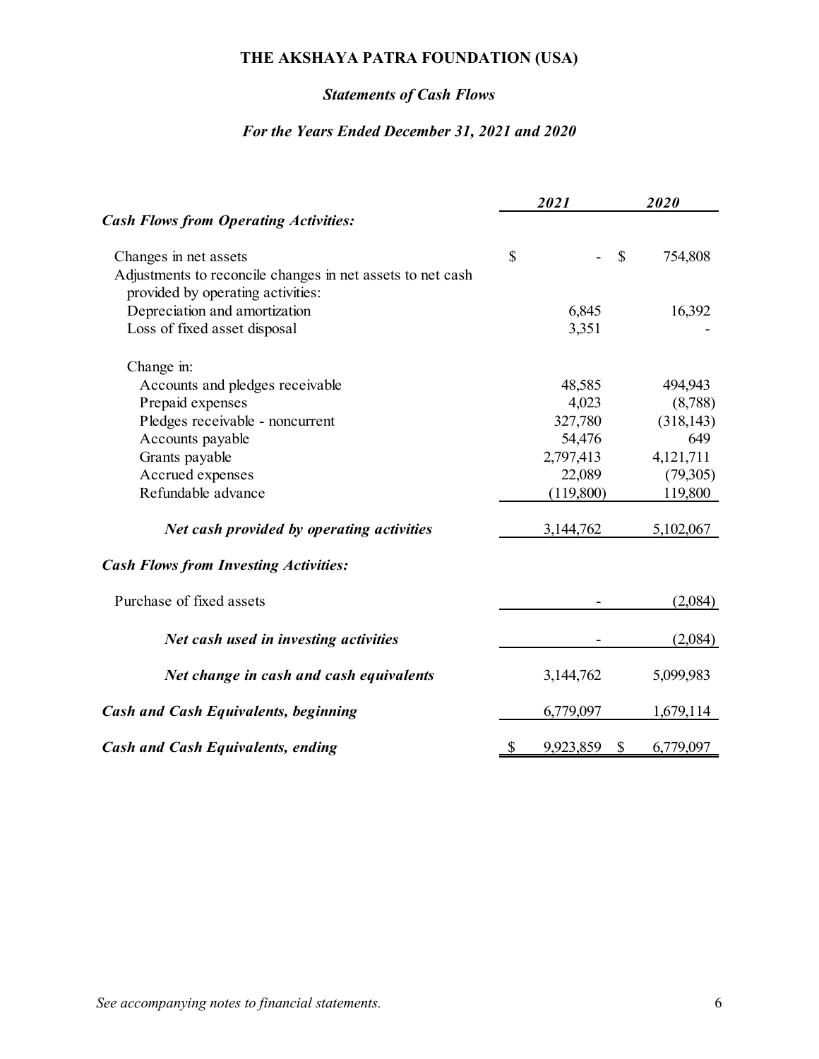# THE AKSHAYA PATRA FOUNDATION (USA)

## *Statements of Cash Flows*

### *For the Years Ended December 31, 2021 and 2020*

| | *2021* | *2020* |
|---|---|---|
| ***Cash Flows from Operating Activities:*** | | |
| Changes in net assets | $ - | $ 754,808 |
| Adjustments to reconcile changes in net assets to net cash provided by operating activities: | | |
| Depreciation and amortization | 6,845 | 16,392 |
| Loss of fixed asset disposal | 3,351 | - |
| Change in: | | |
| Accounts and pledges receivable | 48,585 | 494,943 |
| Prepaid expenses | 4,023 | (8,788) |
| Pledges receivable - noncurrent | 327,780 | (318,143) |
| Accounts payable | 54,476 | 649 |
| Grants payable | 2,797,413 | 4,121,711 |
| Accrued expenses | 22,089 | (79,305) |
| Refundable advance | (119,800) | 119,800 |
| ***Net cash provided by operating activities*** | 3,144,762 | 5,102,067 |
| ***Cash Flows from Investing Activities:*** | | |
| Purchase of fixed assets | - | (2,084) |
| ***Net cash used in investing activities*** | - | (2,084) |
| ***Net change in cash and cash equivalents*** | 3,144,762 | 5,099,983 |
| ***Cash and Cash Equivalents, beginning*** | 6,779,097 | 1,679,114 |
| ***Cash and Cash Equivalents, ending*** | $ 9,923,859 | $ 6,779,097 |

*See accompanying notes to financial statements.*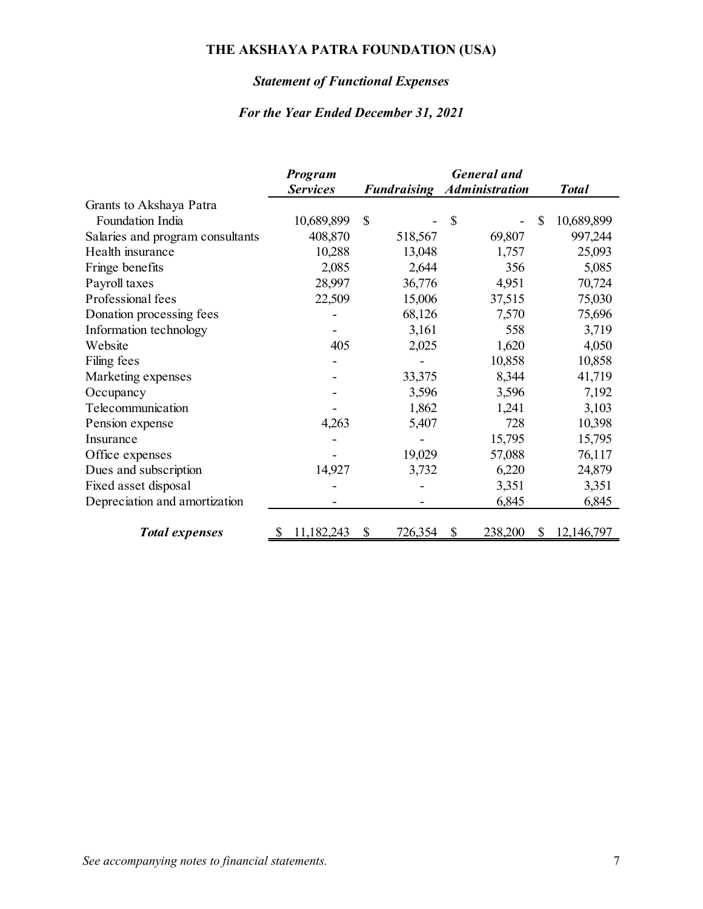# THE AKSHAYA PATRA FOUNDATION (USA)

## *Statement of Functional Expenses*

### *For the Year Ended December 31, 2021*

| | ***Program Services*** | ***Fundraising*** | ***General and Administration*** | ***Total*** |
|---|---|---|---|---|
| Grants to Akshaya Patra Foundation India | 10,689,899 | $ - | $ - | $ 10,689,899 |
| Salaries and program consultants | 408,870 | 518,567 | 69,807 | 997,244 |
| Health insurance | 10,288 | 13,048 | 1,757 | 25,093 |
| Fringe benefits | 2,085 | 2,644 | 356 | 5,085 |
| Payroll taxes | 28,997 | 36,776 | 4,951 | 70,724 |
| Professional fees | 22,509 | 15,006 | 37,515 | 75,030 |
| Donation processing fees | - | 68,126 | 7,570 | 75,696 |
| Information technology | - | 3,161 | 558 | 3,719 |
| Website | 405 | 2,025 | 1,620 | 4,050 |
| Filing fees | - | - | 10,858 | 10,858 |
| Marketing expenses | - | 33,375 | 8,344 | 41,719 |
| Occupancy | - | 3,596 | 3,596 | 7,192 |
| Telecommunication | - | 1,862 | 1,241 | 3,103 |
| Pension expense | 4,263 | 5,407 | 728 | 10,398 |
| Insurance | - | - | 15,795 | 15,795 |
| Office expenses | - | 19,029 | 57,088 | 76,117 |
| Dues and subscription | 14,927 | 3,732 | 6,220 | 24,879 |
| Fixed asset disposal | - | - | 3,351 | 3,351 |
| Depreciation and amortization | - | - | 6,845 | 6,845 |
| ***Total expenses*** | $ 11,182,243 | $ 726,354 | $ 238,200 | $ 12,146,797 |

*See accompanying notes to financial statements.*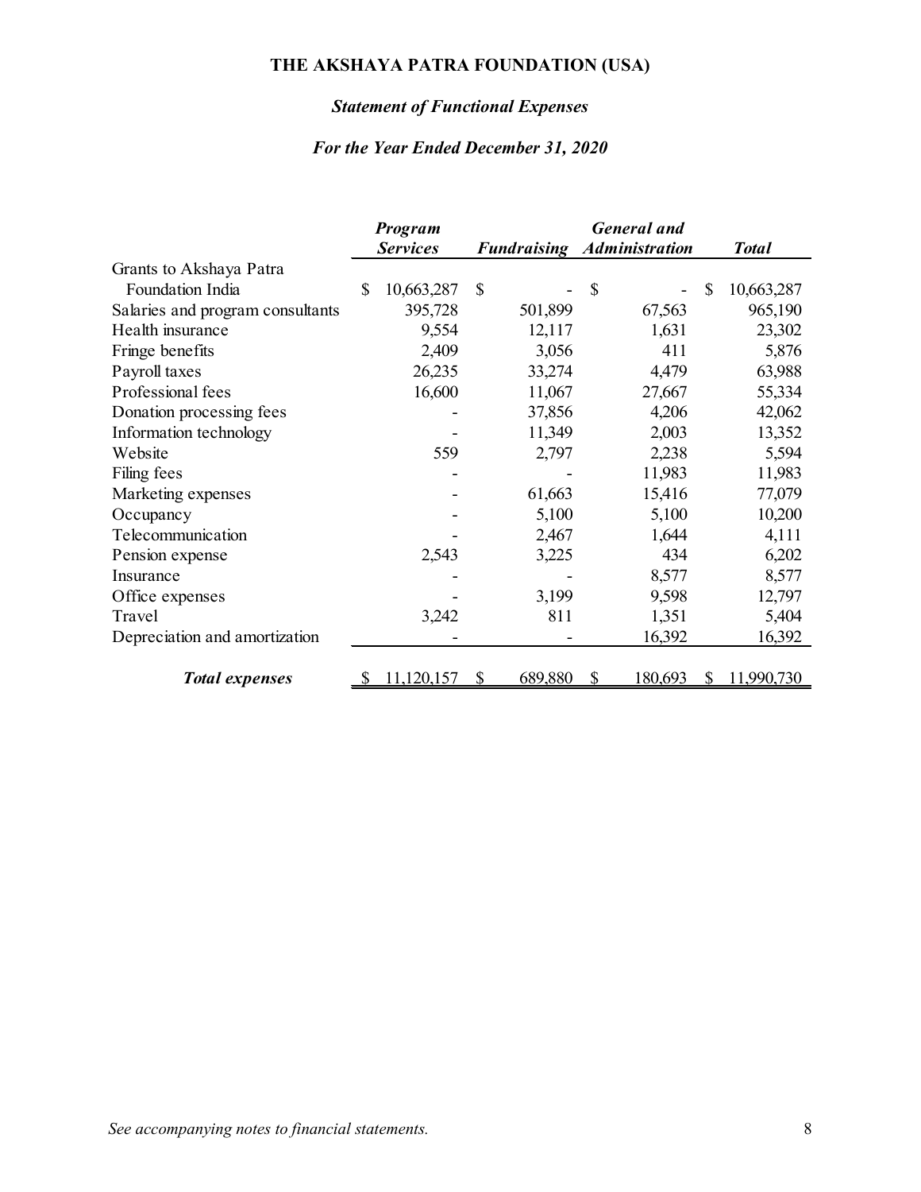# THE AKSHAYA PATRA FOUNDATION (USA)

## *Statement of Functional Expenses*

### *For the Year Ended December 31, 2020*

| | ***Program Services*** | ***Fundraising*** | ***General and Administration*** | ***Total*** |
|---|---|---|---|---|
| Grants to Akshaya Patra Foundation India | $ 10,663,287 | $ - | $ - | $ 10,663,287 |
| Salaries and program consultants | 395,728 | 501,899 | 67,563 | 965,190 |
| Health insurance | 9,554 | 12,117 | 1,631 | 23,302 |
| Fringe benefits | 2,409 | 3,056 | 411 | 5,876 |
| Payroll taxes | 26,235 | 33,274 | 4,479 | 63,988 |
| Professional fees | 16,600 | 11,067 | 27,667 | 55,334 |
| Donation processing fees | - | 37,856 | 4,206 | 42,062 |
| Information technology | - | 11,349 | 2,003 | 13,352 |
| Website | 559 | 2,797 | 2,238 | 5,594 |
| Filing fees | - | - | 11,983 | 11,983 |
| Marketing expenses | - | 61,663 | 15,416 | 77,079 |
| Occupancy | - | 5,100 | 5,100 | 10,200 |
| Telecommunication | - | 2,467 | 1,644 | 4,111 |
| Pension expense | 2,543 | 3,225 | 434 | 6,202 |
| Insurance | - | - | 8,577 | 8,577 |
| Office expenses | - | 3,199 | 9,598 | 12,797 |
| Travel | 3,242 | 811 | 1,351 | 5,404 |
| Depreciation and amortization | - | - | 16,392 | 16,392 |
| ***Total expenses*** | $ 11,120,157 | $ 689,880 | $ 180,693 | $ 11,990,730 |

*See accompanying notes to financial statements.*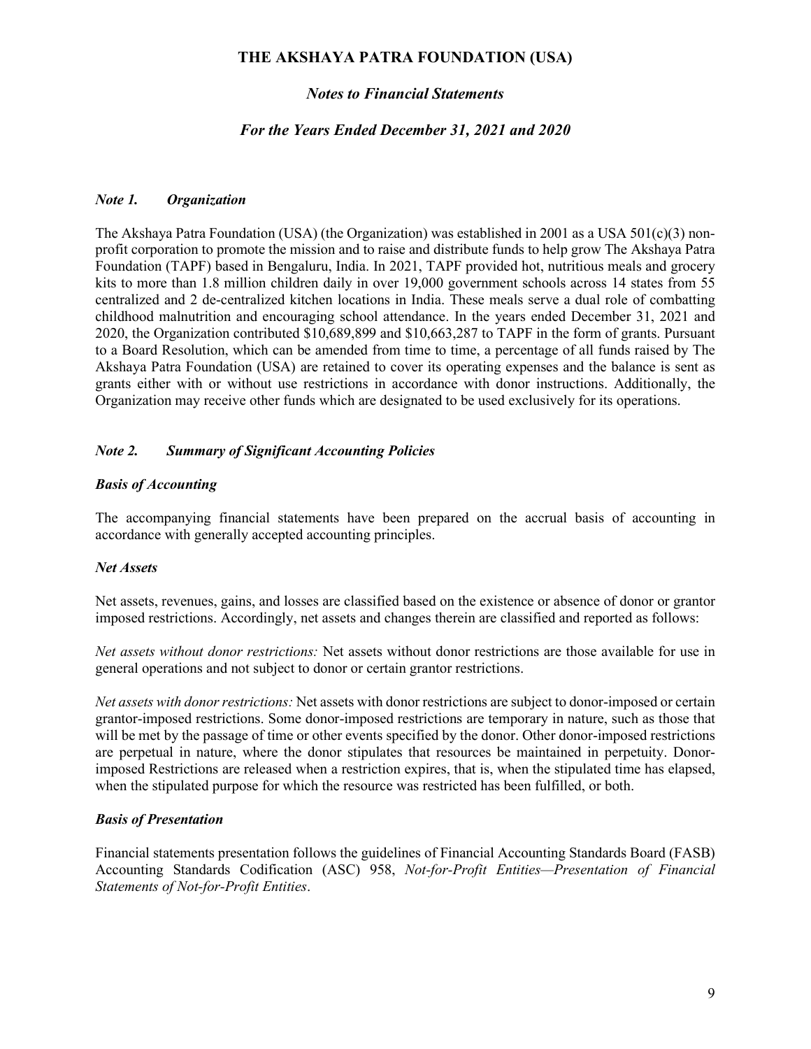# THE AKSHAYA PATRA FOUNDATION (USA)

## *Notes to Financial Statements*

## *For the Years Ended December 31, 2021 and 2020*

### *Note 1. Organization*

The Akshaya Patra Foundation (USA) (the Organization) was established in 2001 as a USA 501(c)(3) non-profit corporation to promote the mission and to raise and distribute funds to help grow The Akshaya Patra Foundation (TAPF) based in Bengaluru, India. In 2021, TAPF provided hot, nutritious meals and grocery kits to more than 1.8 million children daily in over 19,000 government schools across 14 states from 55 centralized and 2 de-centralized kitchen locations in India. These meals serve a dual role of combatting childhood malnutrition and encouraging school attendance. In the years ended December 31, 2021 and 2020, the Organization contributed $10,689,899 and $10,663,287 to TAPF in the form of grants. Pursuant to a Board Resolution, which can be amended from time to time, a percentage of all funds raised by The Akshaya Patra Foundation (USA) are retained to cover its operating expenses and the balance is sent as grants either with or without use restrictions in accordance with donor instructions. Additionally, the Organization may receive other funds which are designated to be used exclusively for its operations.

### *Note 2. Summary of Significant Accounting Policies*

#### *Basis of Accounting*

The accompanying financial statements have been prepared on the accrual basis of accounting in accordance with generally accepted accounting principles.

#### *Net Assets*

Net assets, revenues, gains, and losses are classified based on the existence or absence of donor or grantor imposed restrictions. Accordingly, net assets and changes therein are classified and reported as follows:

*Net assets without donor restrictions:* Net assets without donor restrictions are those available for use in general operations and not subject to donor or certain grantor restrictions.

*Net assets with donor restrictions:* Net assets with donor restrictions are subject to donor-imposed or certain grantor-imposed restrictions. Some donor-imposed restrictions are temporary in nature, such as those that will be met by the passage of time or other events specified by the donor. Other donor-imposed restrictions are perpetual in nature, where the donor stipulates that resources be maintained in perpetuity. Donor-imposed Restrictions are released when a restriction expires, that is, when the stipulated time has elapsed, when the stipulated purpose for which the resource was restricted has been fulfilled, or both.

#### *Basis of Presentation*

Financial statements presentation follows the guidelines of Financial Accounting Standards Board (FASB) Accounting Standards Codification (ASC) 958, *Not-for-Profit Entities—Presentation of Financial Statements of Not-for-Profit Entities*.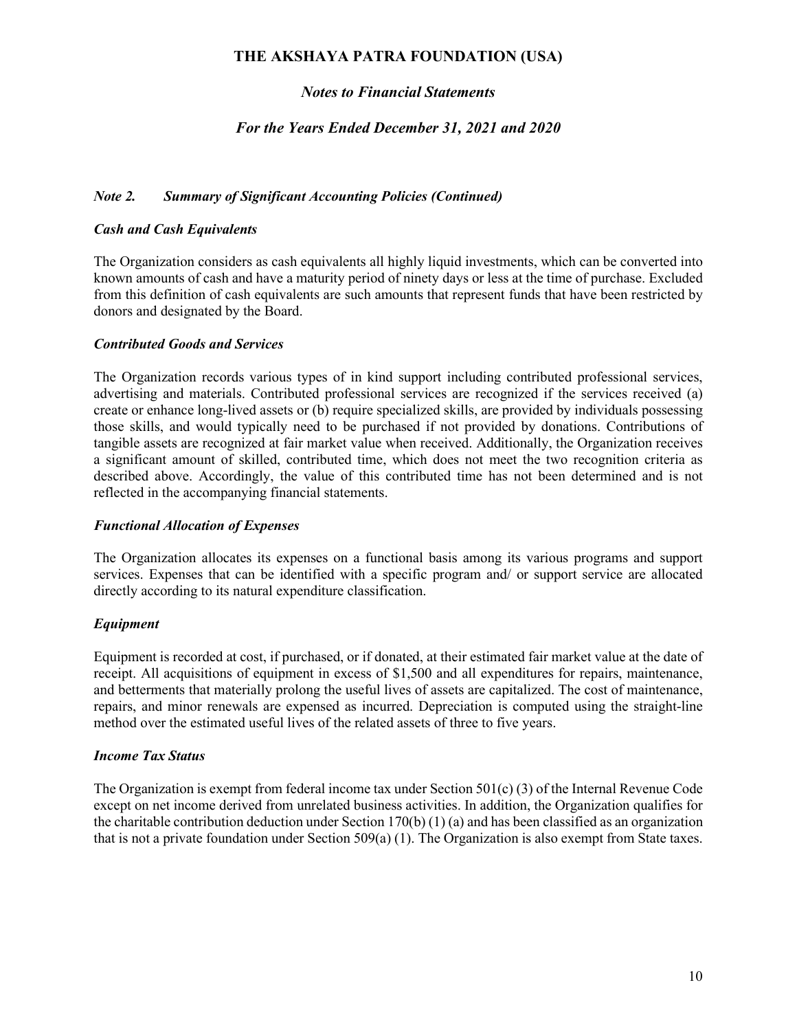# THE AKSHAYA PATRA FOUNDATION (USA)

## *Notes to Financial Statements*

## *For the Years Ended December 31, 2021 and 2020*

### *Note 2. Summary of Significant Accounting Policies (Continued)*

### *Cash and Cash Equivalents*

The Organization considers as cash equivalents all highly liquid investments, which can be converted into known amounts of cash and have a maturity period of ninety days or less at the time of purchase. Excluded from this definition of cash equivalents are such amounts that represent funds that have been restricted by donors and designated by the Board.

### *Contributed Goods and Services*

The Organization records various types of in kind support including contributed professional services, advertising and materials. Contributed professional services are recognized if the services received (a) create or enhance long-lived assets or (b) require specialized skills, are provided by individuals possessing those skills, and would typically need to be purchased if not provided by donations. Contributions of tangible assets are recognized at fair market value when received. Additionally, the Organization receives a significant amount of skilled, contributed time, which does not meet the two recognition criteria as described above. Accordingly, the value of this contributed time has not been determined and is not reflected in the accompanying financial statements.

### *Functional Allocation of Expenses*

The Organization allocates its expenses on a functional basis among its various programs and support services. Expenses that can be identified with a specific program and/ or support service are allocated directly according to its natural expenditure classification.

### *Equipment*

Equipment is recorded at cost, if purchased, or if donated, at their estimated fair market value at the date of receipt. All acquisitions of equipment in excess of $1,500 and all expenditures for repairs, maintenance, and betterments that materially prolong the useful lives of assets are capitalized. The cost of maintenance, repairs, and minor renewals are expensed as incurred. Depreciation is computed using the straight-line method over the estimated useful lives of the related assets of three to five years.

### *Income Tax Status*

The Organization is exempt from federal income tax under Section 501(c) (3) of the Internal Revenue Code except on net income derived from unrelated business activities. In addition, the Organization qualifies for the charitable contribution deduction under Section 170(b) (1) (a) and has been classified as an organization that is not a private foundation under Section 509(a) (1). The Organization is also exempt from State taxes.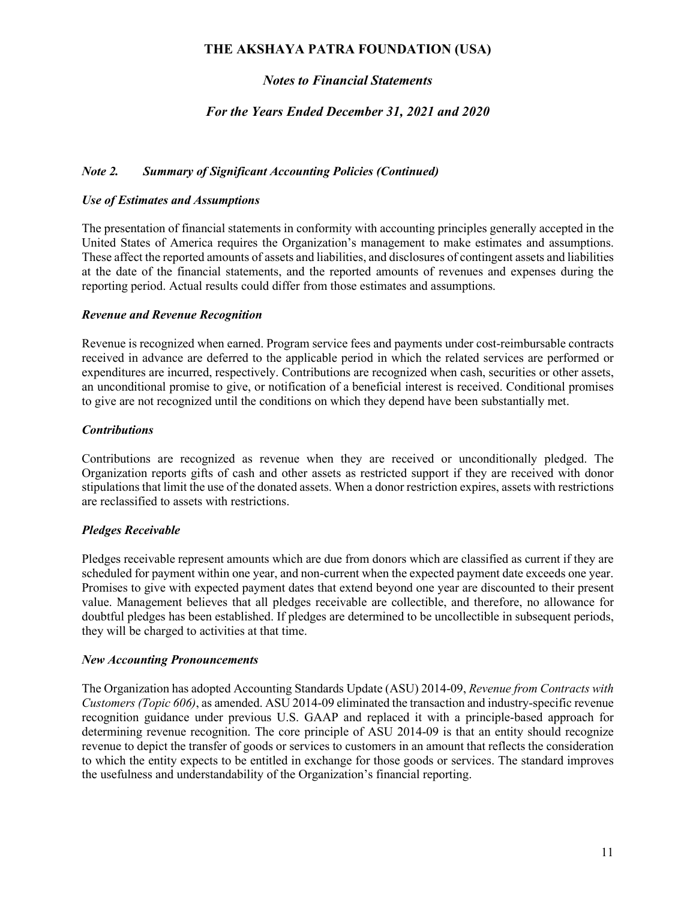# THE AKSHAYA PATRA FOUNDATION (USA)

## *Notes to Financial Statements*

## *For the Years Ended December 31, 2021 and 2020*

### *Note 2. Summary of Significant Accounting Policies (Continued)*

***Use of Estimates and Assumptions***

The presentation of financial statements in conformity with accounting principles generally accepted in the United States of America requires the Organization's management to make estimates and assumptions. These affect the reported amounts of assets and liabilities, and disclosures of contingent assets and liabilities at the date of the financial statements, and the reported amounts of revenues and expenses during the reporting period. Actual results could differ from those estimates and assumptions.

***Revenue and Revenue Recognition***

Revenue is recognized when earned. Program service fees and payments under cost-reimbursable contracts received in advance are deferred to the applicable period in which the related services are performed or expenditures are incurred, respectively. Contributions are recognized when cash, securities or other assets, an unconditional promise to give, or notification of a beneficial interest is received. Conditional promises to give are not recognized until the conditions on which they depend have been substantially met.

***Contributions***

Contributions are recognized as revenue when they are received or unconditionally pledged. The Organization reports gifts of cash and other assets as restricted support if they are received with donor stipulations that limit the use of the donated assets. When a donor restriction expires, assets with restrictions are reclassified to assets with restrictions.

***Pledges Receivable***

Pledges receivable represent amounts which are due from donors which are classified as current if they are scheduled for payment within one year, and non-current when the expected payment date exceeds one year. Promises to give with expected payment dates that extend beyond one year are discounted to their present value. Management believes that all pledges receivable are collectible, and therefore, no allowance for doubtful pledges has been established. If pledges are determined to be uncollectible in subsequent periods, they will be charged to activities at that time.

***New Accounting Pronouncements***

The Organization has adopted Accounting Standards Update (ASU) 2014-09, *Revenue from Contracts with Customers (Topic 606)*, as amended. ASU 2014-09 eliminated the transaction and industry-specific revenue recognition guidance under previous U.S. GAAP and replaced it with a principle-based approach for determining revenue recognition. The core principle of ASU 2014-09 is that an entity should recognize revenue to depict the transfer of goods or services to customers in an amount that reflects the consideration to which the entity expects to be entitled in exchange for those goods or services. The standard improves the usefulness and understandability of the Organization's financial reporting.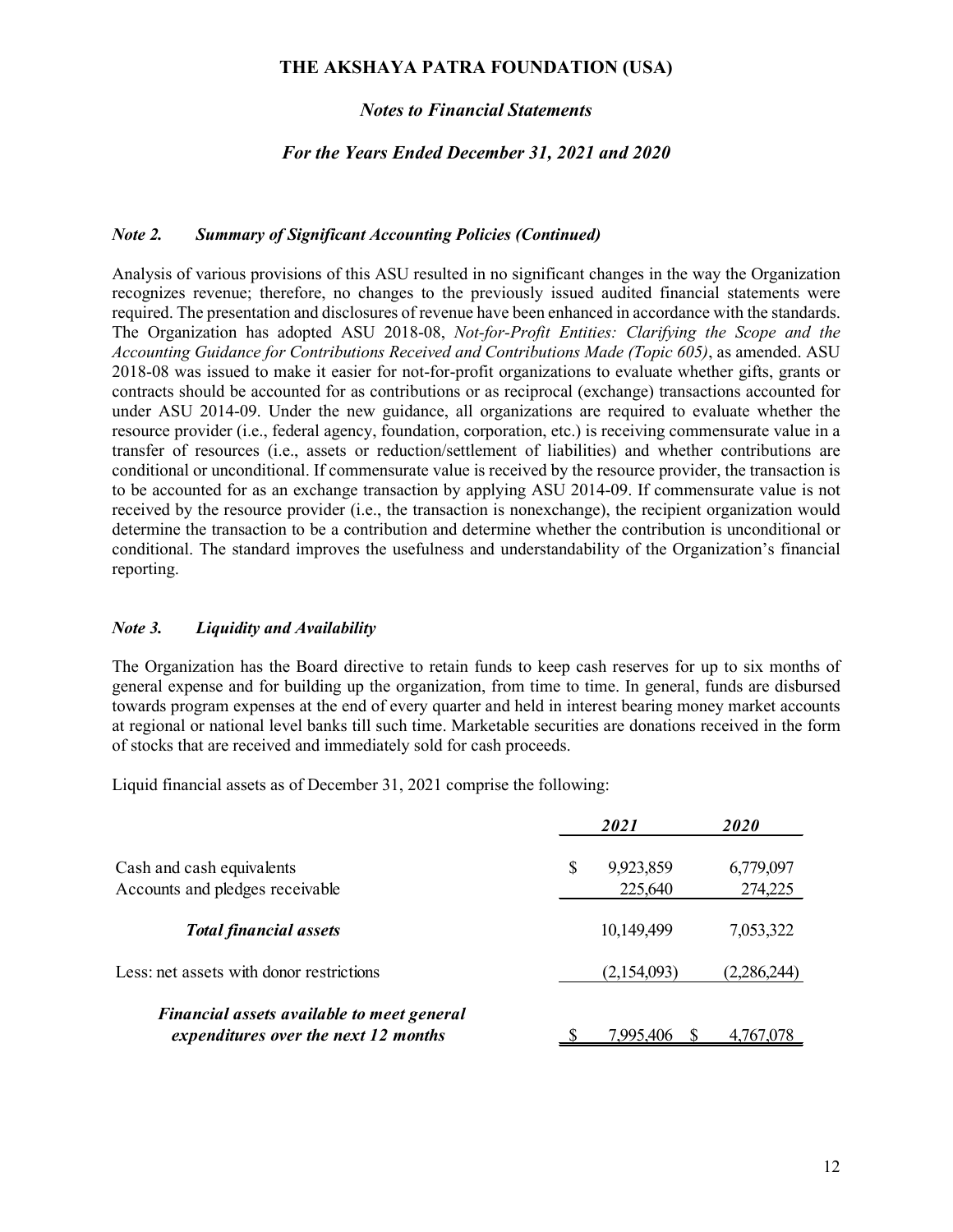# THE AKSHAYA PATRA FOUNDATION (USA)

*Notes to Financial Statements*

*For the Years Ended December 31, 2021 and 2020*

### *Note 2. Summary of Significant Accounting Policies (Continued)*

Analysis of various provisions of this ASU resulted in no significant changes in the way the Organization recognizes revenue; therefore, no changes to the previously issued audited financial statements were required. The presentation and disclosures of revenue have been enhanced in accordance with the standards. The Organization has adopted ASU 2018-08, *Not-for-Profit Entities: Clarifying the Scope and the Accounting Guidance for Contributions Received and Contributions Made (Topic 605)*, as amended. ASU 2018-08 was issued to make it easier for not-for-profit organizations to evaluate whether gifts, grants or contracts should be accounted for as contributions or as reciprocal (exchange) transactions accounted for under ASU 2014-09. Under the new guidance, all organizations are required to evaluate whether the resource provider (i.e., federal agency, foundation, corporation, etc.) is receiving commensurate value in a transfer of resources (i.e., assets or reduction/settlement of liabilities) and whether contributions are conditional or unconditional. If commensurate value is received by the resource provider, the transaction is to be accounted for as an exchange transaction by applying ASU 2014-09. If commensurate value is not received by the resource provider (i.e., the transaction is nonexchange), the recipient organization would determine the transaction to be a contribution and determine whether the contribution is unconditional or conditional. The standard improves the usefulness and understandability of the Organization's financial reporting.

### *Note 3. Liquidity and Availability*

The Organization has the Board directive to retain funds to keep cash reserves for up to six months of general expense and for building up the organization, from time to time. In general, funds are disbursed towards program expenses at the end of every quarter and held in interest bearing money market accounts at regional or national level banks till such time. Marketable securities are donations received in the form of stocks that are received and immediately sold for cash proceeds.

Liquid financial assets as of December 31, 2021 comprise the following:

| | *2021* | *2020* |
|---|---|---|
| Cash and cash equivalents | $ 9,923,859 | 6,779,097 |
| Accounts and pledges receivable | 225,640 | 274,225 |
| ***Total financial assets*** | 10,149,499 | 7,053,322 |
| Less: net assets with donor restrictions | (2,154,093) | (2,286,244) |
| ***Financial assets available to meet general expenditures over the next 12 months*** | $ 7,995,406 | $ 4,767,078 |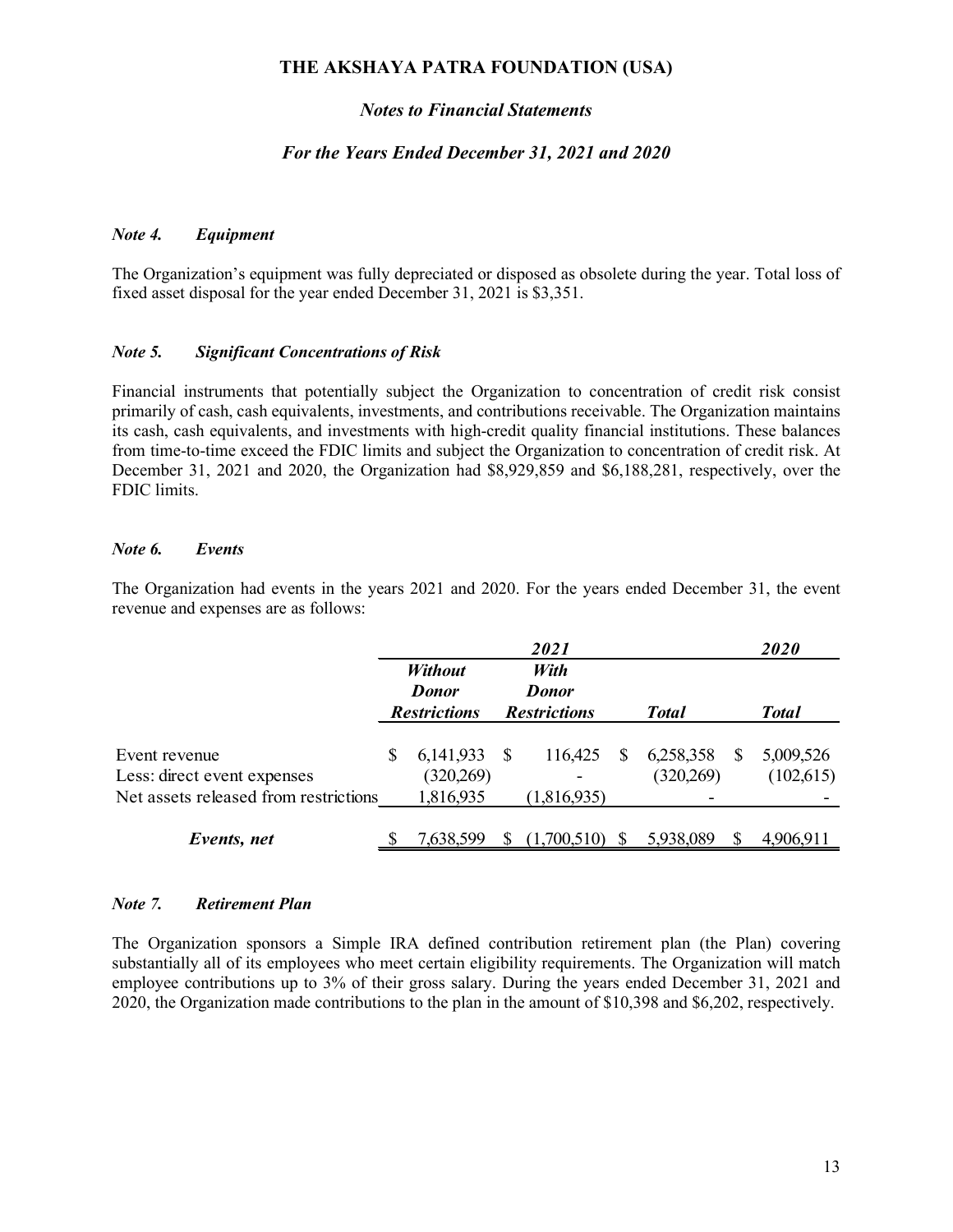# THE AKSHAYA PATRA FOUNDATION (USA)

## *Notes to Financial Statements*

### *For the Years Ended December 31, 2021 and 2020*

### *Note 4. Equipment*

The Organization's equipment was fully depreciated or disposed as obsolete during the year. Total loss of fixed asset disposal for the year ended December 31, 2021 is $3,351.

### *Note 5. Significant Concentrations of Risk*

Financial instruments that potentially subject the Organization to concentration of credit risk consist primarily of cash, cash equivalents, investments, and contributions receivable. The Organization maintains its cash, cash equivalents, and investments with high-credit quality financial institutions. These balances from time-to-time exceed the FDIC limits and subject the Organization to concentration of credit risk. At December 31, 2021 and 2020, the Organization had $8,929,859 and $6,188,281, respectively, over the FDIC limits.

### *Note 6. Events*

The Organization had events in the years 2021 and 2020. For the years ended December 31, the event revenue and expenses are as follows:

| | *2021* | | | *2020* |
|---|---|---|---|---|
| | ***Without Donor Restrictions*** | ***With Donor Restrictions*** | ***Total*** | ***Total*** |
| Event revenue | $ 6,141,933 | $ 116,425 | $ 6,258,358 | $ 5,009,526 |
| Less: direct event expenses | (320,269) | - | (320,269) | (102,615) |
| Net assets released from restrictions | 1,816,935 | (1,816,935) | - | - |
| ***Events, net*** | $ 7,638,599 | $ (1,700,510) | $ 5,938,089 | $ 4,906,911 |

### *Note 7. Retirement Plan*

The Organization sponsors a Simple IRA defined contribution retirement plan (the Plan) covering substantially all of its employees who meet certain eligibility requirements. The Organization will match employee contributions up to 3% of their gross salary. During the years ended December 31, 2021 and 2020, the Organization made contributions to the plan in the amount of $10,398 and $6,202, respectively.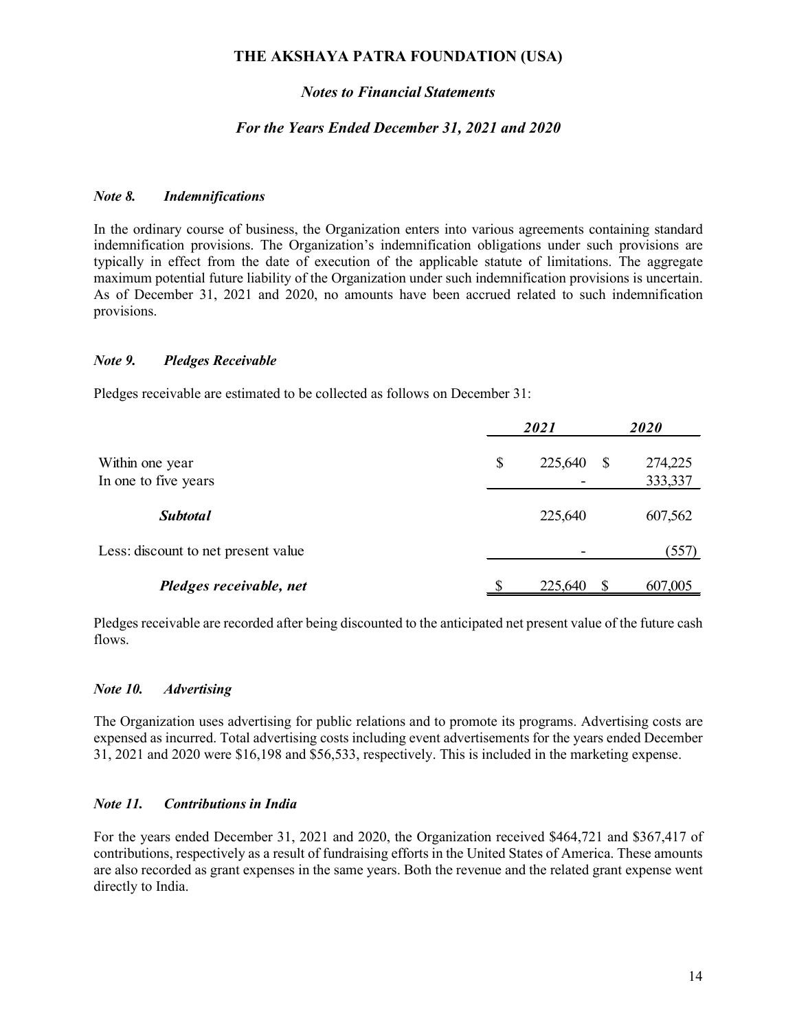### *Note 8. Indemnifications*

In the ordinary course of business, the Organization enters into various agreements containing standard indemnification provisions. The Organization's indemnification obligations under such provisions are typically in effect from the date of execution of the applicable statute of limitations. The aggregate maximum potential future liability of the Organization under such indemnification provisions is uncertain. As of December 31, 2021 and 2020, no amounts have been accrued related to such indemnification provisions.

### *Note 9. Pledges Receivable*

Pledges receivable are estimated to be collected as follows on December 31:

| | 2021 | 2020 |
|---|---|---|
| Within one year | $ 225,640 | $ 274,225 |
| In one to five years | - | 333,337 |
| ***Subtotal*** | 225,640 | 607,562 |
| Less: discount to net present value | - | (557) |
| ***Pledges receivable, net*** | $ 225,640 | $ 607,005 |

Pledges receivable are recorded after being discounted to the anticipated net present value of the future cash flows.

### *Note 10. Advertising*

The Organization uses advertising for public relations and to promote its programs. Advertising costs are expensed as incurred. Total advertising costs including event advertisements for the years ended December 31, 2021 and 2020 were $16,198 and $56,533, respectively. This is included in the marketing expense.

### *Note 11. Contributions in India*

For the years ended December 31, 2021 and 2020, the Organization received $464,721 and $367,417 of contributions, respectively as a result of fundraising efforts in the United States of America. These amounts are also recorded as grant expenses in the same years. Both the revenue and the related grant expense went directly to India.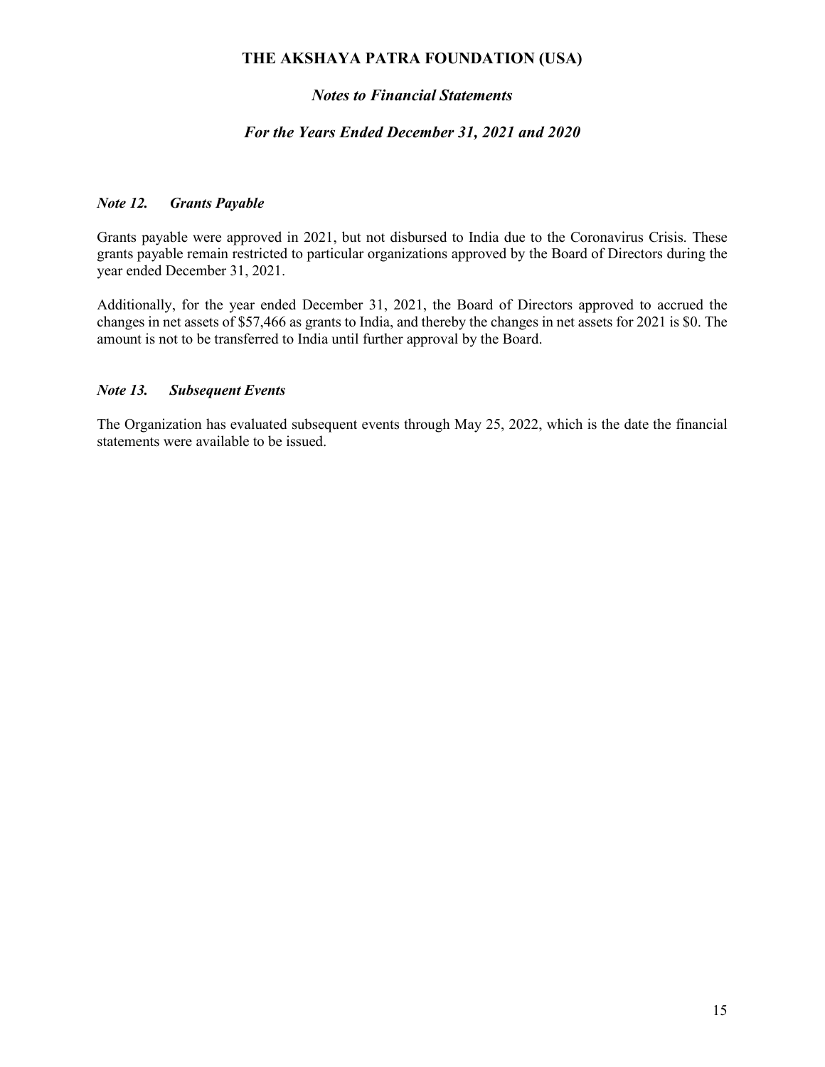# THE AKSHAYA PATRA FOUNDATION (USA)

## *Notes to Financial Statements*

## *For the Years Ended December 31, 2021 and 2020*

### *Note 12. Grants Payable*

Grants payable were approved in 2021, but not disbursed to India due to the Coronavirus Crisis. These grants payable remain restricted to particular organizations approved by the Board of Directors during the year ended December 31, 2021.

Additionally, for the year ended December 31, 2021, the Board of Directors approved to accrued the changes in net assets of $57,466 as grants to India, and thereby the changes in net assets for 2021 is $0. The amount is not to be transferred to India until further approval by the Board.

### *Note 13. Subsequent Events*

The Organization has evaluated subsequent events through May 25, 2022, which is the date the financial statements were available to be issued.